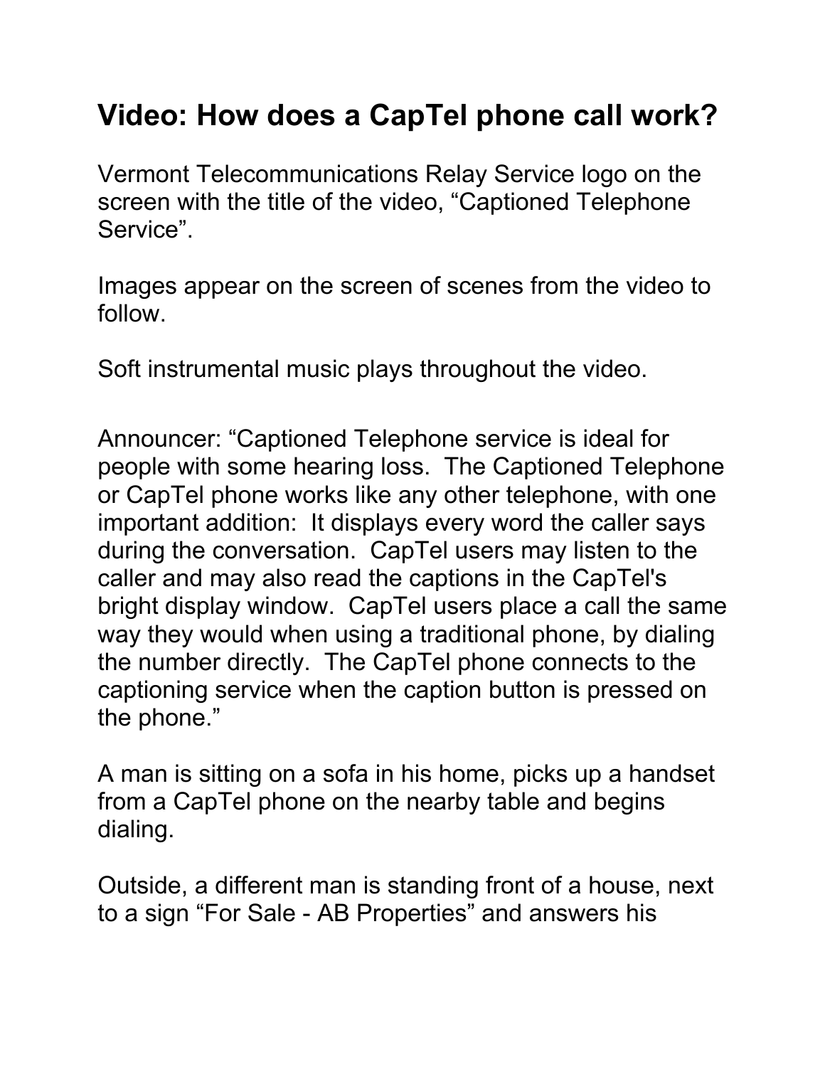# Video: How does a CapTel phone call work?

Vermont Telecommunications Relay Service logo on the screen with the title of the video, “Captioned Telephone Service”.

Images appear on the screen of scenes from the video to follow.

Soft instrumental music plays throughout the video.

Announcer: “Captioned Telephone service is ideal for people with some hearing loss. The Captioned Telephone or CapTel phone works like any other telephone, with one important addition: It displays every word the caller says during the conversation. CapTel users may listen to the caller and may also read the captions in the CapTel's bright display window. CapTel users place a call the same way they would when using a traditional phone, by dialing the number directly. The CapTel phone connects to the captioning service when the caption button is pressed on the phone.”

A man is sitting on a sofa in his home, picks up a handset from a CapTel phone on the nearby table and begins dialing.

Outside, a different man is standing front of a house, next to a sign “For Sale - AB Properties” and answers his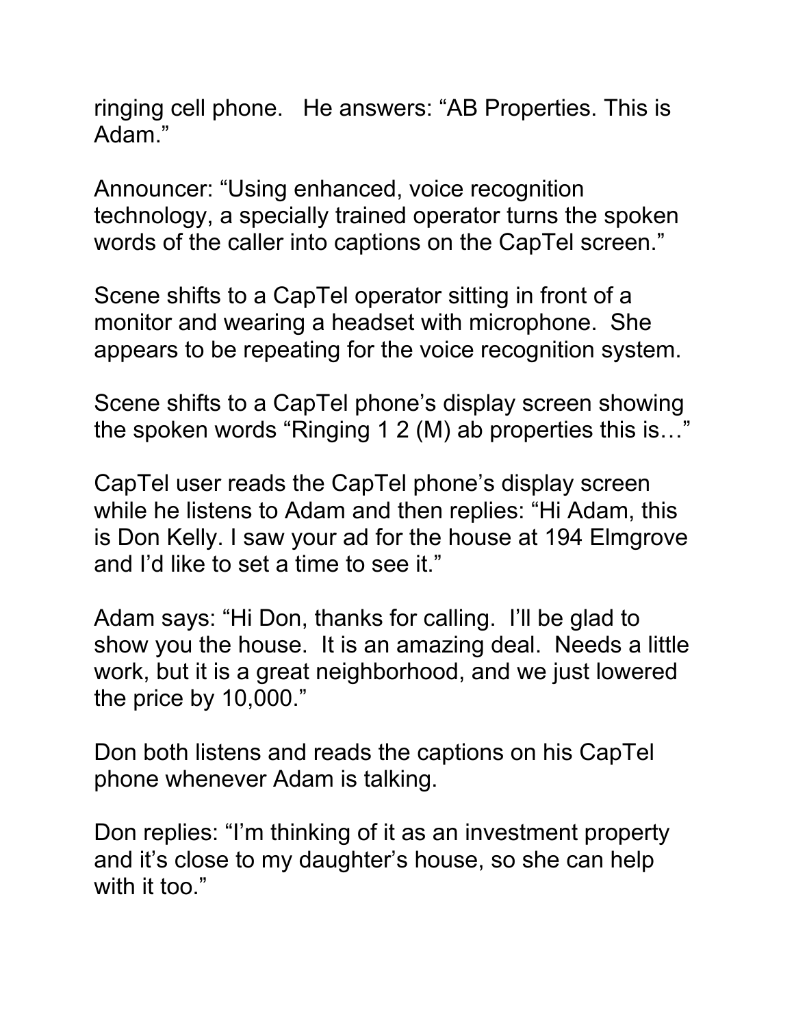ringing cell phone. He answers: “AB Properties. This is Adam.”

Announcer: “Using enhanced, voice recognition technology, a specially trained operator turns the spoken words of the caller into captions on the CapTel screen.”

Scene shifts to a CapTel operator sitting in front of a monitor and wearing a headset with microphone. She appears to be repeating for the voice recognition system.

Scene shifts to a CapTel phone’s display screen showing the spoken words “Ringing 1 2 (M) ab properties this is…”

CapTel user reads the CapTel phone’s display screen while he listens to Adam and then replies: “Hi Adam, this is Don Kelly. I saw your ad for the house at 194 Elmgrove and I’d like to set a time to see it.”

Adam says: “Hi Don, thanks for calling. I’ll be glad to show you the house. It is an amazing deal. Needs a little work, but it is a great neighborhood, and we just lowered the price by 10,000.”

Don both listens and reads the captions on his CapTel phone whenever Adam is talking.

Don replies: “I’m thinking of it as an investment property and it’s close to my daughter’s house, so she can help with it too.”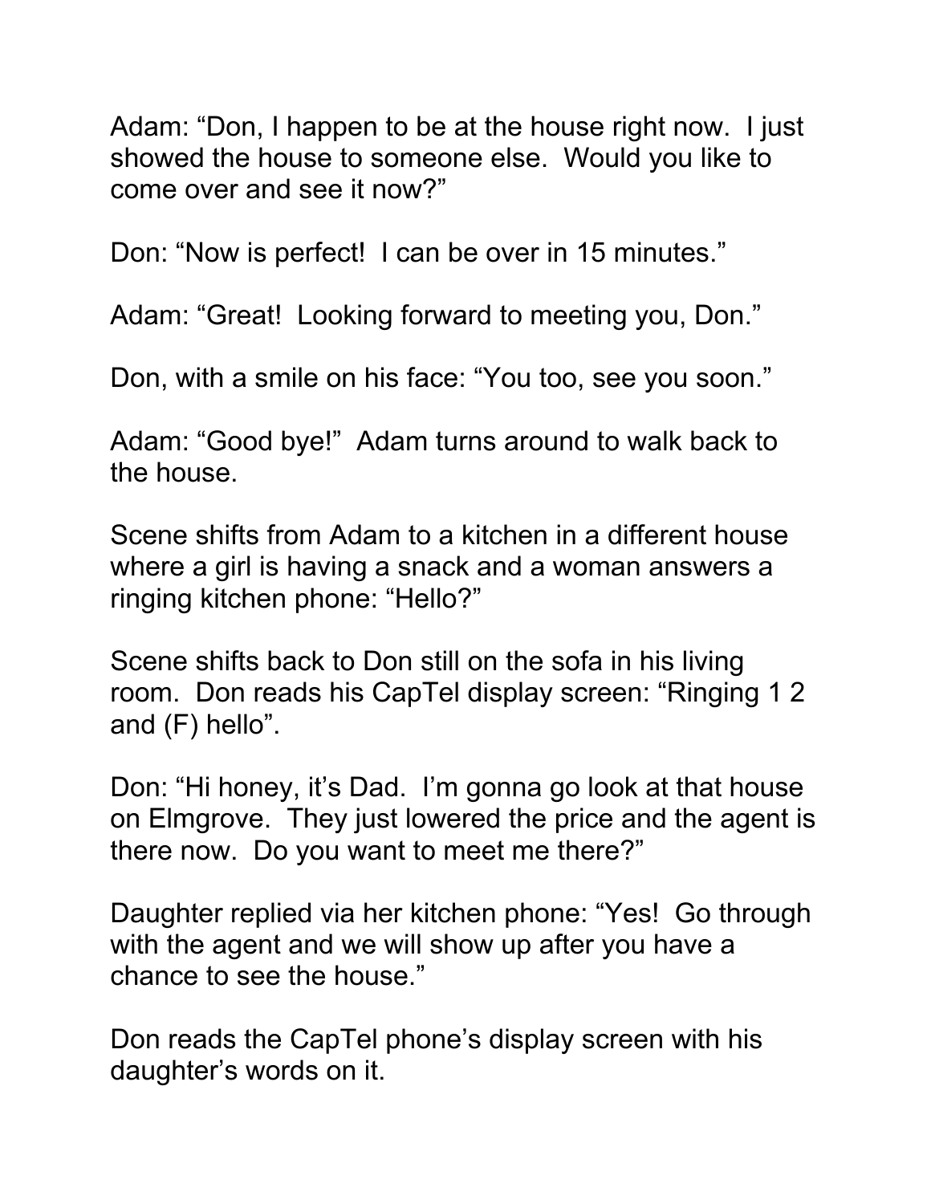Adam: “Don, I happen to be at the house right now. I just showed the house to someone else. Would you like to come over and see it now?”

Don: “Now is perfect! I can be over in 15 minutes.”

Adam: “Great! Looking forward to meeting you, Don.”

Don, with a smile on his face: “You too, see you soon.”

Adam: “Good bye!” Adam turns around to walk back to the house.

Scene shifts from Adam to a kitchen in a different house where a girl is having a snack and a woman answers a ringing kitchen phone: “Hello?”

Scene shifts back to Don still on the sofa in his living room. Don reads his CapTel display screen: “Ringing 1 2 and (F) hello”.

Don: “Hi honey, it’s Dad. I’m gonna go look at that house on Elmgrove. They just lowered the price and the agent is there now. Do you want to meet me there?”

Daughter replied via her kitchen phone: “Yes! Go through with the agent and we will show up after you have a chance to see the house.”

Don reads the CapTel phone’s display screen with his daughter’s words on it.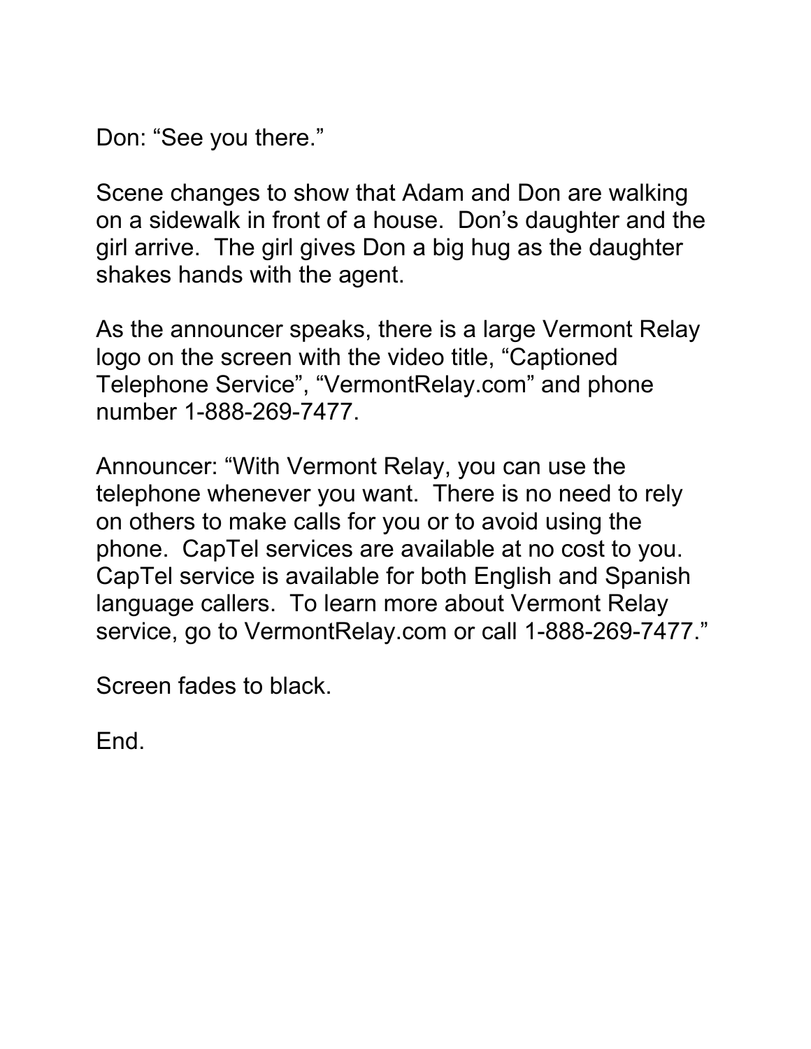Don: “See you there.”

Scene changes to show that Adam and Don are walking on a sidewalk in front of a house. Don’s daughter and the girl arrive. The girl gives Don a big hug as the daughter shakes hands with the agent.

As the announcer speaks, there is a large Vermont Relay logo on the screen with the video title, “Captioned Telephone Service”, “VermontRelay.com” and phone number 1-888-269-7477.

Announcer: “With Vermont Relay, you can use the telephone whenever you want. There is no need to rely on others to make calls for you or to avoid using the phone. CapTel services are available at no cost to you. CapTel service is available for both English and Spanish language callers. To learn more about Vermont Relay service, go to VermontRelay.com or call 1-888-269-7477.”

Screen fades to black.

End.